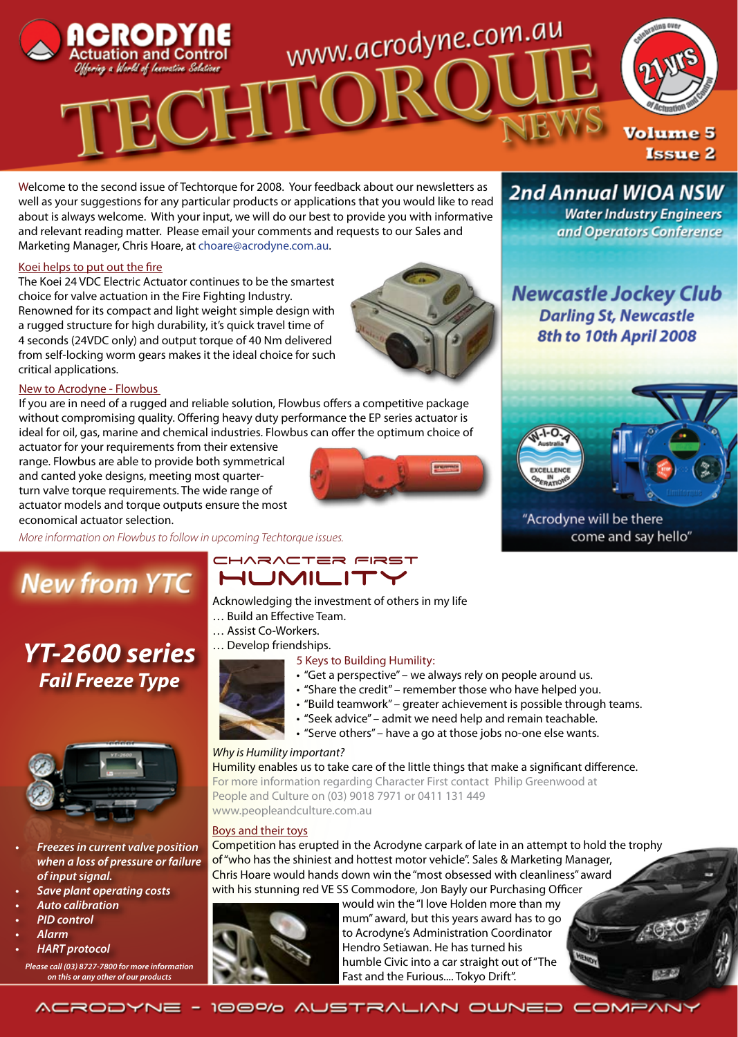# TECHTORQUE NEWS

ACRODYNE Actuation and Control — *Offering a World of Innovative Solutions*

www.acrodyne.com.au

Celebrating over 21 yrs of Actuation and Control

Volume 5 Issue 2

Welcome to the second issue of Techtorque for 2008. Your feedback about our newsletters as well as your suggestions for any particular products or applications that you would like to read about is always welcome. With your input, we will do our best to provide you with informative and relevant reading matter. Please email your comments and requests to our Sales and Marketing Manager, Chris Hoare, at choare@acrodyne.com.au.

## Koei helps to put out the fire

The Koei 24 VDC Electric Actuator continues to be the smartest choice for valve actuation in the Fire Fighting Industry. Renowned for its compact and light weight simple design with a rugged structure for high durability, it's quick travel time of 4 seconds (24VDC only) and output torque of 40 Nm delivered from self-locking worm gears makes it the ideal choice for such critical applications.

## New to Acrodyne - Flowbus

If you are in need of a rugged and reliable solution, Flowbus offers a competitive package without compromising quality. Offering heavy duty performance the EP series actuator is ideal for oil, gas, marine and chemical industries. Flowbus can offer the optimum choice of actuator for your requirements from their extensive range. Flowbus are able to provide both symmetrical and canted yoke designs, meeting most quarter-turn valve torque requirements. The wide range of actuator models and torque outputs ensure the most economical actuator selection.

*More information on Flowbus to follow in upcoming Techtorque issues.*

## 2nd Annual WIOA NSW

**Water Industry Engineers and Operators Conference**

**Newcastle Jockey Club**
**Darling St, Newcastle**
**8th to 10th April 2008**

W-I-O-A Australia — Excellence in Operations

"Acrodyne will be there come and say hello"

## New from YTC

### YT-2600 series

**Fail Freeze Type**

- *Freezes in current valve position when a loss of pressure or failure of input signal.*
- *Save plant operating costs*
- *Auto calibration*
- *PID control*
- *Alarm*
- *HART protocol*

*Please call (03) 8727-7800 for more information on this or any other of our products*

## CHARACTER FIRST — HUMILITY

Acknowledging the investment of others in my life
… Build an Effective Team.
… Assist Co-Workers.
… Develop friendships.

5 Keys to Building Humility:

- "Get a perspective" – we always rely on people around us.
- "Share the credit" – remember those who have helped you.
- "Build teamwork" – greater achievement is possible through teams.
- "Seek advice" – admit we need help and remain teachable.
- "Serve others" – have a go at those jobs no-one else wants.

*Why is Humility important?*

Humility enables us to take care of the little things that make a significant difference.

For more information regarding Character First contact Philip Greenwood at People and Culture on (03) 9018 7971 or 0411 131 449 www.peopleandculture.com.au

## Boys and their toys

Competition has erupted in the Acrodyne carpark of late in an attempt to hold the trophy of "who has the shiniest and hottest motor vehicle". Sales & Marketing Manager, Chris Hoare would hands down win the "most obsessed with cleanliness" award with his stunning red VE SS Commodore, Jon Bayly our Purchasing Officer would win the "I love Holden more than my mum" award, but this years award has to go to Acrodyne's Administration Coordinator Hendro Setiawan. He has turned his humble Civic into a car straight out of "The Fast and the Furious.... Tokyo Drift".

ACRODYNE - 100% AUSTRALIAN OWNED COMPANY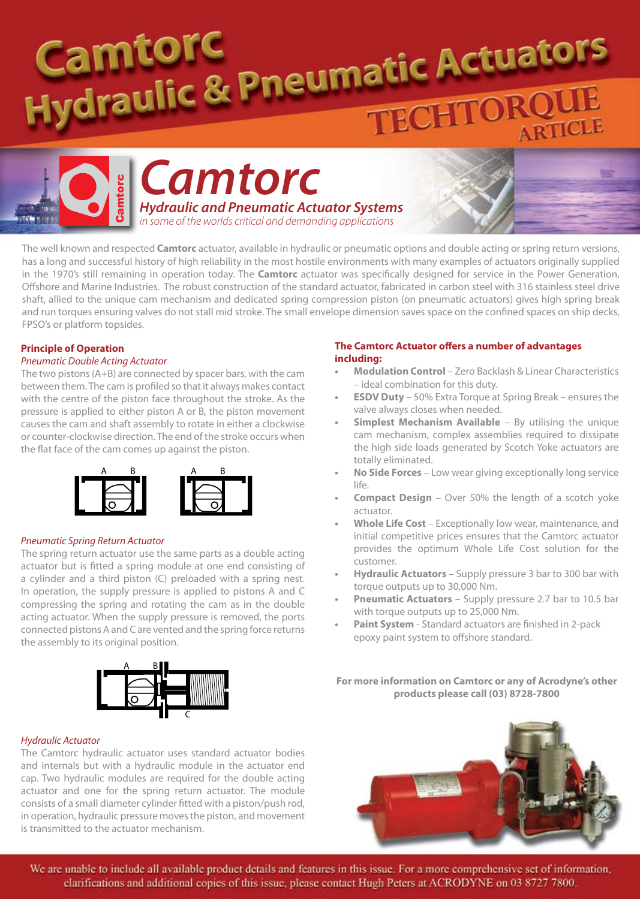# Camtorc Hydraulic & Pneumatic Actuators

TECHTORQUE ARTICLE

## Camtorc

*Hydraulic and Pneumatic Actuator Systems*

*in some of the worlds critical and demanding applications*

The well known and respected **Camtorc** actuator, available in hydraulic or pneumatic options and double acting or spring return versions, has a long and successful history of high reliability in the most hostile environments with many examples of actuators originally supplied in the 1970's still remaining in operation today. The **Camtorc** actuator was specifically designed for service in the Power Generation, Offshore and Marine Industries. The robust construction of the standard actuator, fabricated in carbon steel with 316 stainless steel drive shaft, allied to the unique cam mechanism and dedicated spring compression piston (on pneumatic actuators) gives high spring break and run torques ensuring valves do not stall mid stroke. The small envelope dimension saves space on the confined spaces on ship decks, FPSO's or platform topsides.

### Principle of Operation

*Pneumatic Double Acting Actuator*

The two pistons (A+B) are connected by spacer bars, with the cam between them. The cam is profiled so that it always makes contact with the centre of the piston face throughout the stroke. As the pressure is applied to either piston A or B, the piston movement causes the cam and shaft assembly to rotate in either a clockwise or counter-clockwise direction. The end of the stroke occurs when the flat face of the cam comes up against the piston.

A B A B

*Pneumatic Spring Return Actuator*

The spring return actuator use the same parts as a double acting actuator but is fitted a spring module at one end consisting of a cylinder and a third piston (C) preloaded with a spring nest. In operation, the supply pressure is applied to pistons A and C compressing the spring and rotating the cam as in the double acting actuator. When the supply pressure is removed, the ports connected pistons A and C are vented and the spring force returns the assembly to its original position.

A B C

*Hydraulic Actuator*

The Camtorc hydraulic actuator uses standard actuator bodies and internals but with a hydraulic module in the actuator end cap. Two hydraulic modules are required for the double acting actuator and one for the spring return actuator. The module consists of a small diameter cylinder fitted with a piston/push rod, in operation, hydraulic pressure moves the piston, and movement is transmitted to the actuator mechanism.

### The Camtorc Actuator offers a number of advantages including:

- **Modulation Control** – Zero Backlash & Linear Characteristics – ideal combination for this duty.
- **ESDV Duty** – 50% Extra Torque at Spring Break – ensures the valve always closes when needed.
- **Simplest Mechanism Available** – By utilising the unique cam mechanism, complex assemblies required to dissipate the high side loads generated by Scotch Yoke actuators are totally eliminated.
- **No Side Forces** – Low wear giving exceptionally long service life.
- **Compact Design** – Over 50% the length of a scotch yoke actuator.
- **Whole Life Cost** – Exceptionally low wear, maintenance, and initial competitive prices ensures that the Camtorc actuator provides the optimum Whole Life Cost solution for the customer.
- **Hydraulic Actuators** – Supply pressure 3 bar to 300 bar with torque outputs up to 30,000 Nm.
- **Pneumatic Actuators** – Supply pressure 2.7 bar to 10.5 bar with torque outputs up to 25,000 Nm.
- **Paint System** - Standard actuators are finished in 2-pack epoxy paint system to offshore standard.

**For more information on Camtorc or any of Acrodyne's other products please call (03) 8728-7800**

We are unable to include all available product details and features in this issue. For a more comprehensive set of information, clarifications and additional copies of this issue, please contact Hugh Peters at ACRODYNE on 03 8727 7800.